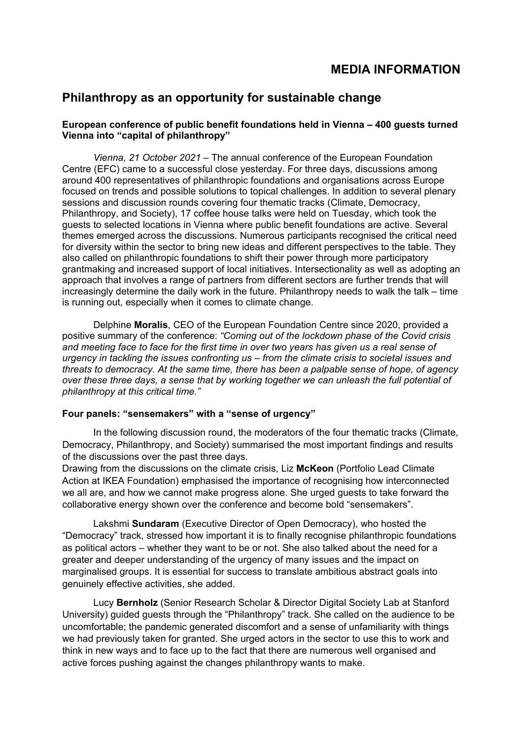# MEDIA INFORMATION

## Philanthropy as an opportunity for sustainable change

**European conference of public benefit foundations held in Vienna – 400 guests turned Vienna into "capital of philanthropy"**

*Vienna, 21 October 2021* – The annual conference of the European Foundation Centre (EFC) came to a successful close yesterday. For three days, discussions among around 400 representatives of philanthropic foundations and organisations across Europe focused on trends and possible solutions to topical challenges. In addition to several plenary sessions and discussion rounds covering four thematic tracks (Climate, Democracy, Philanthropy, and Society), 17 coffee house talks were held on Tuesday, which took the guests to selected locations in Vienna where public benefit foundations are active. Several themes emerged across the discussions. Numerous participants recognised the critical need for diversity within the sector to bring new ideas and different perspectives to the table. They also called on philanthropic foundations to shift their power through more participatory grantmaking and increased support of local initiatives. Intersectionality as well as adopting an approach that involves a range of partners from different sectors are further trends that will increasingly determine the daily work in the future. Philanthropy needs to walk the talk – time is running out, especially when it comes to climate change.

Delphine **Moralis**, CEO of the European Foundation Centre since 2020, provided a positive summary of the conference: *"Coming out of the lockdown phase of the Covid crisis and meeting face to face for the first time in over two years has given us a real sense of urgency in tackling the issues confronting us – from the climate crisis to societal issues and threats to democracy. At the same time, there has been a palpable sense of hope, of agency over these three days, a sense that by working together we can unleash the full potential of philanthropy at this critical time."*

**Four panels: "sensemakers" with a "sense of urgency"**

In the following discussion round, the moderators of the four thematic tracks (Climate, Democracy, Philanthropy, and Society) summarised the most important findings and results of the discussions over the past three days.

Drawing from the discussions on the climate crisis, Liz **McKeon** (Portfolio Lead Climate Action at IKEA Foundation) emphasised the importance of recognising how interconnected we all are, and how we cannot make progress alone. She urged guests to take forward the collaborative energy shown over the conference and become bold "sensemakers".

Lakshmi **Sundaram** (Executive Director of Open Democracy), who hosted the "Democracy" track, stressed how important it is to finally recognise philanthropic foundations as political actors – whether they want to be or not. She also talked about the need for a greater and deeper understanding of the urgency of many issues and the impact on marginalised groups. It is essential for success to translate ambitious abstract goals into genuinely effective activities, she added.

Lucy **Bernholz** (Senior Research Scholar & Director Digital Society Lab at Stanford University) guided guests through the "Philanthropy" track. She called on the audience to be uncomfortable; the pandemic generated discomfort and a sense of unfamiliarity with things we had previously taken for granted. She urged actors in the sector to use this to work and think in new ways and to face up to the fact that there are numerous well organised and active forces pushing against the changes philanthropy wants to make.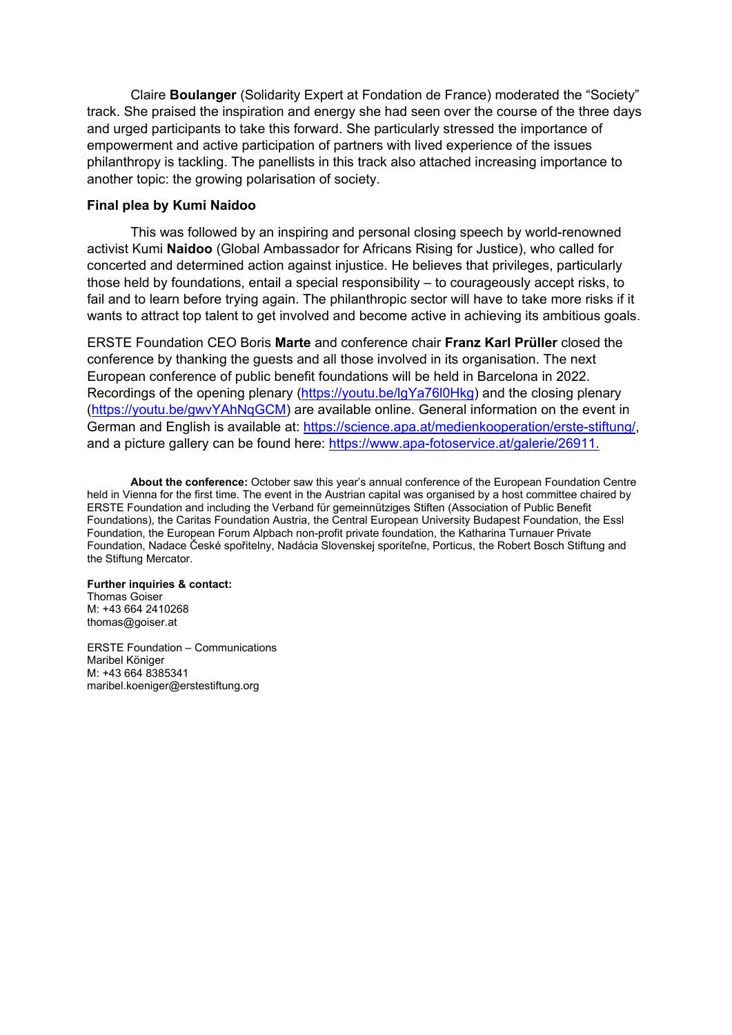Claire **Boulanger** (Solidarity Expert at Fondation de France) moderated the "Society" track. She praised the inspiration and energy she had seen over the course of the three days and urged participants to take this forward. She particularly stressed the importance of empowerment and active participation of partners with lived experience of the issues philanthropy is tackling. The panellists in this track also attached increasing importance to another topic: the growing polarisation of society.

**Final plea by Kumi Naidoo**

This was followed by an inspiring and personal closing speech by world-renowned activist Kumi **Naidoo** (Global Ambassador for Africans Rising for Justice), who called for concerted and determined action against injustice. He believes that privileges, particularly those held by foundations, entail a special responsibility – to courageously accept risks, to fail and to learn before trying again. The philanthropic sector will have to take more risks if it wants to attract top talent to get involved and become active in achieving its ambitious goals.

ERSTE Foundation CEO Boris **Marte** and conference chair **Franz Karl Prüller** closed the conference by thanking the guests and all those involved in its organisation. The next European conference of public benefit foundations will be held in Barcelona in 2022. Recordings of the opening plenary (https://youtu.be/lgYa76l0Hkg) and the closing plenary (https://youtu.be/gwvYAhNqGCM) are available online. General information on the event in German and English is available at: https://science.apa.at/medienkooperation/erste-stiftung/, and a picture gallery can be found here: https://www.apa-fotoservice.at/galerie/26911.

**About the conference:** October saw this year's annual conference of the European Foundation Centre held in Vienna for the first time. The event in the Austrian capital was organised by a host committee chaired by ERSTE Foundation and including the Verband für gemeinnütziges Stiften (Association of Public Benefit Foundations), the Caritas Foundation Austria, the Central European University Budapest Foundation, the Essl Foundation, the European Forum Alpbach non-profit private foundation, the Katharina Turnauer Private Foundation, Nadace České spořitelny, Nadácia Slovenskej sporiteľne, Porticus, the Robert Bosch Stiftung and the Stiftung Mercator.

**Further inquiries & contact:**
Thomas Goiser
M: +43 664 2410268
thomas@goiser.at

ERSTE Foundation – Communications
Maribel Königer
M: +43 664 8385341
maribel.koeniger@erstestiftung.org